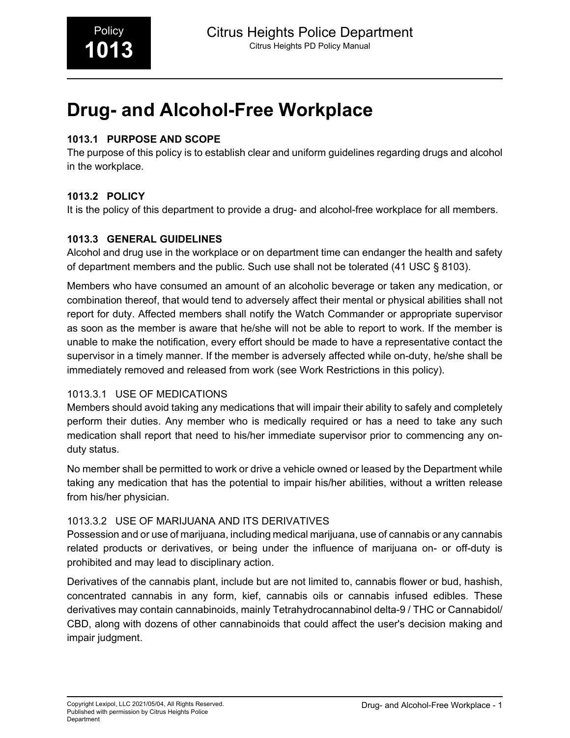# Drug- and Alcohol-Free Workplace

## 1013.1 PURPOSE AND SCOPE

The purpose of this policy is to establish clear and uniform guidelines regarding drugs and alcohol in the workplace.

## 1013.2 POLICY

It is the policy of this department to provide a drug- and alcohol-free workplace for all members.

## 1013.3 GENERAL GUIDELINES

Alcohol and drug use in the workplace or on department time can endanger the health and safety of department members and the public. Such use shall not be tolerated (41 USC § 8103).

Members who have consumed an amount of an alcoholic beverage or taken any medication, or combination thereof, that would tend to adversely affect their mental or physical abilities shall not report for duty. Affected members shall notify the Watch Commander or appropriate supervisor as soon as the member is aware that he/she will not be able to report to work. If the member is unable to make the notification, every effort should be made to have a representative contact the supervisor in a timely manner. If the member is adversely affected while on-duty, he/she shall be immediately removed and released from work (see Work Restrictions in this policy).

### 1013.3.1 USE OF MEDICATIONS

Members should avoid taking any medications that will impair their ability to safely and completely perform their duties. Any member who is medically required or has a need to take any such medication shall report that need to his/her immediate supervisor prior to commencing any on-duty status.

No member shall be permitted to work or drive a vehicle owned or leased by the Department while taking any medication that has the potential to impair his/her abilities, without a written release from his/her physician.

### 1013.3.2 USE OF MARIJUANA AND ITS DERIVATIVES

Possession and or use of marijuana, including medical marijuana, use of cannabis or any cannabis related products or derivatives, or being under the influence of marijuana on- or off-duty is prohibited and may lead to disciplinary action.

Derivatives of the cannabis plant, include but are not limited to, cannabis flower or bud, hashish, concentrated cannabis in any form, kief, cannabis oils or cannabis infused edibles. These derivatives may contain cannabinoids, mainly Tetrahydrocannabinol delta-9 / THC or Cannabidol/ CBD, along with dozens of other cannabinoids that could affect the user's decision making and impair judgment.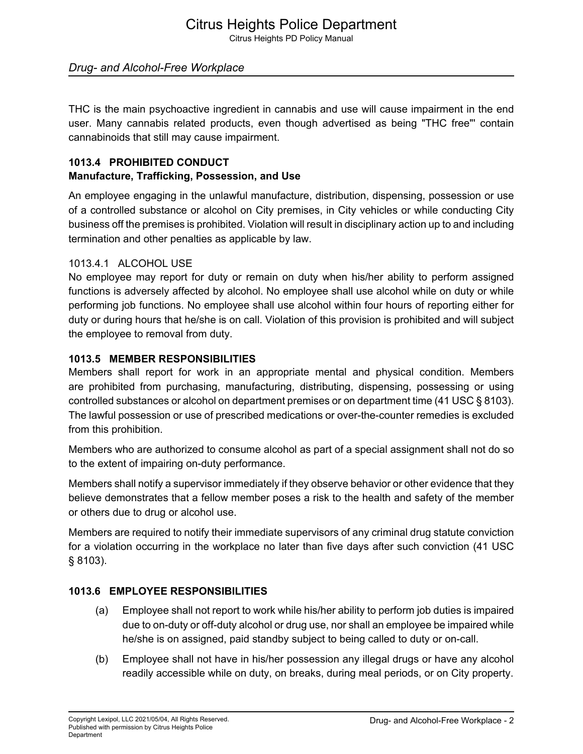THC is the main psychoactive ingredient in cannabis and use will cause impairment in the end user. Many cannabis related products, even though advertised as being "THC free"' contain cannabinoids that still may cause impairment.

## 1013.4 PROHIBITED CONDUCT

**Manufacture, Trafficking, Possession, and Use**

An employee engaging in the unlawful manufacture, distribution, dispensing, possession or use of a controlled substance or alcohol on City premises, in City vehicles or while conducting City business off the premises is prohibited. Violation will result in disciplinary action up to and including termination and other penalties as applicable by law.

### 1013.4.1 ALCOHOL USE

No employee may report for duty or remain on duty when his/her ability to perform assigned functions is adversely affected by alcohol. No employee shall use alcohol while on duty or while performing job functions. No employee shall use alcohol within four hours of reporting either for duty or during hours that he/she is on call. Violation of this provision is prohibited and will subject the employee to removal from duty.

## 1013.5 MEMBER RESPONSIBILITIES

Members shall report for work in an appropriate mental and physical condition. Members are prohibited from purchasing, manufacturing, distributing, dispensing, possessing or using controlled substances or alcohol on department premises or on department time (41 USC § 8103). The lawful possession or use of prescribed medications or over-the-counter remedies is excluded from this prohibition.

Members who are authorized to consume alcohol as part of a special assignment shall not do so to the extent of impairing on-duty performance.

Members shall notify a supervisor immediately if they observe behavior or other evidence that they believe demonstrates that a fellow member poses a risk to the health and safety of the member or others due to drug or alcohol use.

Members are required to notify their immediate supervisors of any criminal drug statute conviction for a violation occurring in the workplace no later than five days after such conviction (41 USC § 8103).

## 1013.6 EMPLOYEE RESPONSIBILITIES

(a) Employee shall not report to work while his/her ability to perform job duties is impaired due to on-duty or off-duty alcohol or drug use, nor shall an employee be impaired while he/she is on assigned, paid standby subject to being called to duty or on-call.

(b) Employee shall not have in his/her possession any illegal drugs or have any alcohol readily accessible while on duty, on breaks, during meal periods, or on City property.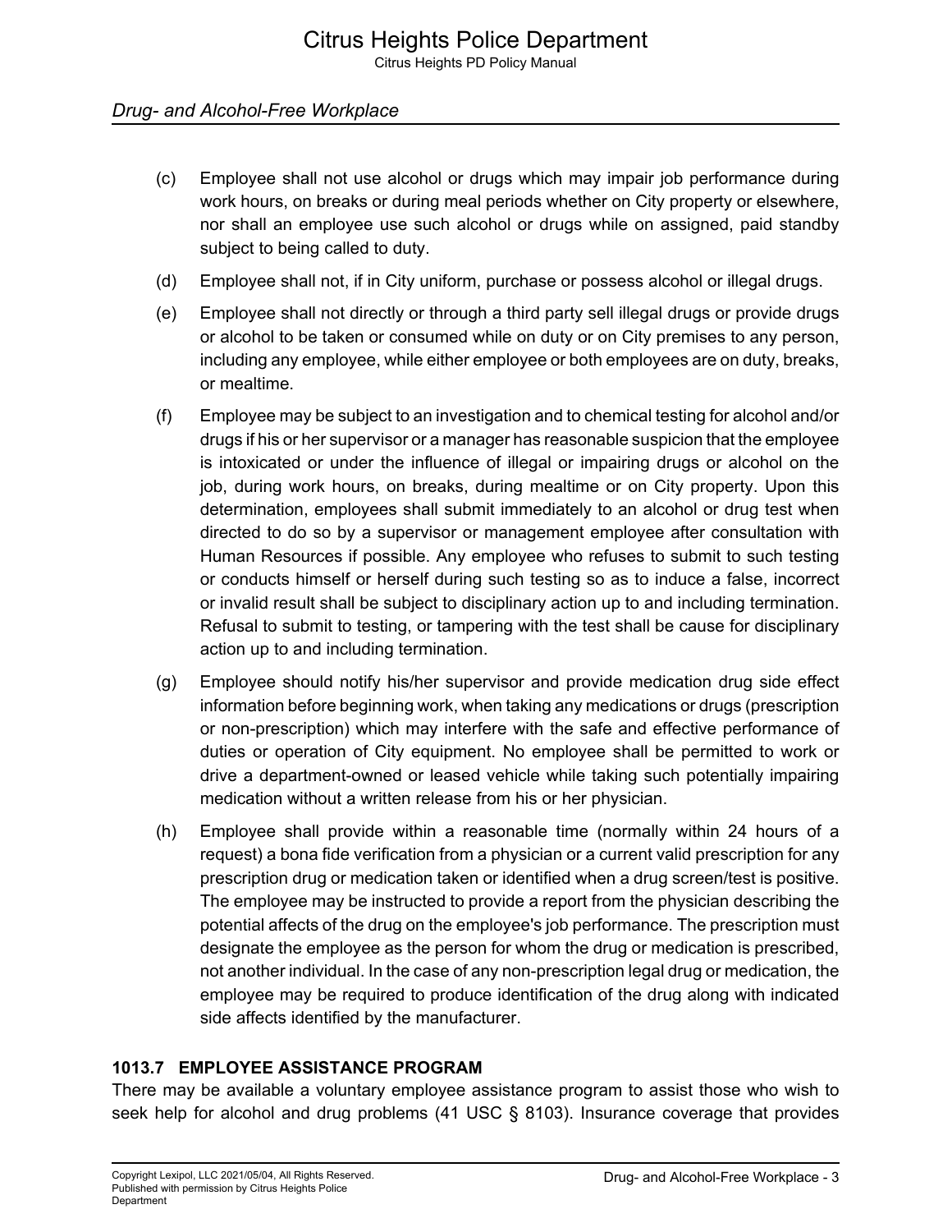(c) Employee shall not use alcohol or drugs which may impair job performance during work hours, on breaks or during meal periods whether on City property or elsewhere, nor shall an employee use such alcohol or drugs while on assigned, paid standby subject to being called to duty.

(d) Employee shall not, if in City uniform, purchase or possess alcohol or illegal drugs.

(e) Employee shall not directly or through a third party sell illegal drugs or provide drugs or alcohol to be taken or consumed while on duty or on City premises to any person, including any employee, while either employee or both employees are on duty, breaks, or mealtime.

(f) Employee may be subject to an investigation and to chemical testing for alcohol and/or drugs if his or her supervisor or a manager has reasonable suspicion that the employee is intoxicated or under the influence of illegal or impairing drugs or alcohol on the job, during work hours, on breaks, during mealtime or on City property. Upon this determination, employees shall submit immediately to an alcohol or drug test when directed to do so by a supervisor or management employee after consultation with Human Resources if possible. Any employee who refuses to submit to such testing or conducts himself or herself during such testing so as to induce a false, incorrect or invalid result shall be subject to disciplinary action up to and including termination. Refusal to submit to testing, or tampering with the test shall be cause for disciplinary action up to and including termination.

(g) Employee should notify his/her supervisor and provide medication drug side effect information before beginning work, when taking any medications or drugs (prescription or non-prescription) which may interfere with the safe and effective performance of duties or operation of City equipment. No employee shall be permitted to work or drive a department-owned or leased vehicle while taking such potentially impairing medication without a written release from his or her physician.

(h) Employee shall provide within a reasonable time (normally within 24 hours of a request) a bona fide verification from a physician or a current valid prescription for any prescription drug or medication taken or identified when a drug screen/test is positive. The employee may be instructed to provide a report from the physician describing the potential affects of the drug on the employee's job performance. The prescription must designate the employee as the person for whom the drug or medication is prescribed, not another individual. In the case of any non-prescription legal drug or medication, the employee may be required to produce identification of the drug along with indicated side affects identified by the manufacturer.

### 1013.7 EMPLOYEE ASSISTANCE PROGRAM

There may be available a voluntary employee assistance program to assist those who wish to seek help for alcohol and drug problems (41 USC § 8103). Insurance coverage that provides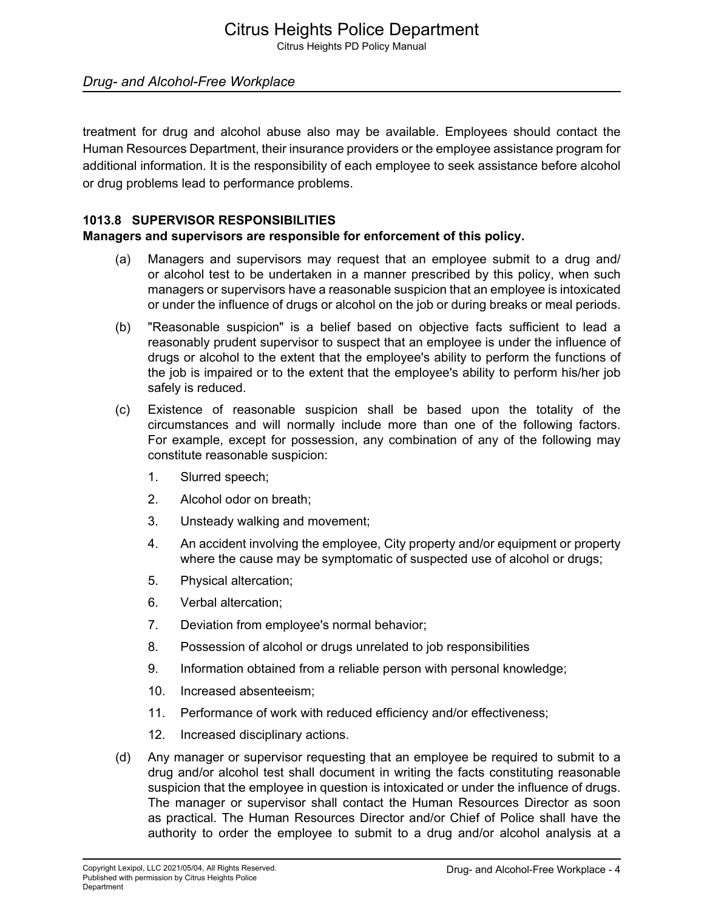treatment for drug and alcohol abuse also may be available. Employees should contact the Human Resources Department, their insurance providers or the employee assistance program for additional information. It is the responsibility of each employee to seek assistance before alcohol or drug problems lead to performance problems.

### 1013.8 SUPERVISOR RESPONSIBILITIES

**Managers and supervisors are responsible for enforcement of this policy.**

(a) Managers and supervisors may request that an employee submit to a drug and/or alcohol test to be undertaken in a manner prescribed by this policy, when such managers or supervisors have a reasonable suspicion that an employee is intoxicated or under the influence of drugs or alcohol on the job or during breaks or meal periods.

(b) "Reasonable suspicion" is a belief based on objective facts sufficient to lead a reasonably prudent supervisor to suspect that an employee is under the influence of drugs or alcohol to the extent that the employee's ability to perform the functions of the job is impaired or to the extent that the employee's ability to perform his/her job safely is reduced.

(c) Existence of reasonable suspicion shall be based upon the totality of the circumstances and will normally include more than one of the following factors. For example, except for possession, any combination of any of the following may constitute reasonable suspicion:

1. Slurred speech;
2. Alcohol odor on breath;
3. Unsteady walking and movement;
4. An accident involving the employee, City property and/or equipment or property where the cause may be symptomatic of suspected use of alcohol or drugs;
5. Physical altercation;
6. Verbal altercation;
7. Deviation from employee's normal behavior;
8. Possession of alcohol or drugs unrelated to job responsibilities
9. Information obtained from a reliable person with personal knowledge;
10. Increased absenteeism;
11. Performance of work with reduced efficiency and/or effectiveness;
12. Increased disciplinary actions.

(d) Any manager or supervisor requesting that an employee be required to submit to a drug and/or alcohol test shall document in writing the facts constituting reasonable suspicion that the employee in question is intoxicated or under the influence of drugs. The manager or supervisor shall contact the Human Resources Director as soon as practical. The Human Resources Director and/or Chief of Police shall have the authority to order the employee to submit to a drug and/or alcohol analysis at a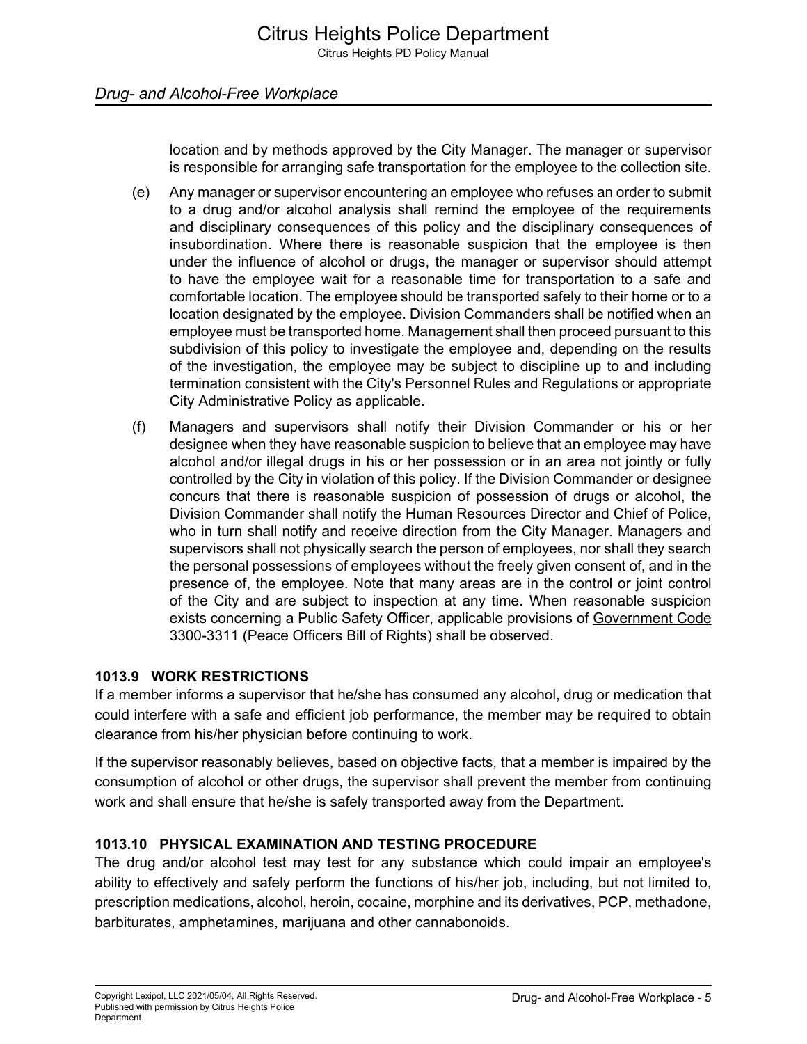location and by methods approved by the City Manager. The manager or supervisor is responsible for arranging safe transportation for the employee to the collection site.

(e) Any manager or supervisor encountering an employee who refuses an order to submit to a drug and/or alcohol analysis shall remind the employee of the requirements and disciplinary consequences of this policy and the disciplinary consequences of insubordination. Where there is reasonable suspicion that the employee is then under the influence of alcohol or drugs, the manager or supervisor should attempt to have the employee wait for a reasonable time for transportation to a safe and comfortable location. The employee should be transported safely to their home or to a location designated by the employee. Division Commanders shall be notified when an employee must be transported home. Management shall then proceed pursuant to this subdivision of this policy to investigate the employee and, depending on the results of the investigation, the employee may be subject to discipline up to and including termination consistent with the City's Personnel Rules and Regulations or appropriate City Administrative Policy as applicable.

(f) Managers and supervisors shall notify their Division Commander or his or her designee when they have reasonable suspicion to believe that an employee may have alcohol and/or illegal drugs in his or her possession or in an area not jointly or fully controlled by the City in violation of this policy. If the Division Commander or designee concurs that there is reasonable suspicion of possession of drugs or alcohol, the Division Commander shall notify the Human Resources Director and Chief of Police, who in turn shall notify and receive direction from the City Manager. Managers and supervisors shall not physically search the person of employees, nor shall they search the personal possessions of employees without the freely given consent of, and in the presence of, the employee. Note that many areas are in the control or joint control of the City and are subject to inspection at any time. When reasonable suspicion exists concerning a Public Safety Officer, applicable provisions of Government Code 3300-3311 (Peace Officers Bill of Rights) shall be observed.

### 1013.9 WORK RESTRICTIONS

If a member informs a supervisor that he/she has consumed any alcohol, drug or medication that could interfere with a safe and efficient job performance, the member may be required to obtain clearance from his/her physician before continuing to work.

If the supervisor reasonably believes, based on objective facts, that a member is impaired by the consumption of alcohol or other drugs, the supervisor shall prevent the member from continuing work and shall ensure that he/she is safely transported away from the Department.

### 1013.10 PHYSICAL EXAMINATION AND TESTING PROCEDURE

The drug and/or alcohol test may test for any substance which could impair an employee's ability to effectively and safely perform the functions of his/her job, including, but not limited to, prescription medications, alcohol, heroin, cocaine, morphine and its derivatives, PCP, methadone, barbiturates, amphetamines, marijuana and other cannabonoids.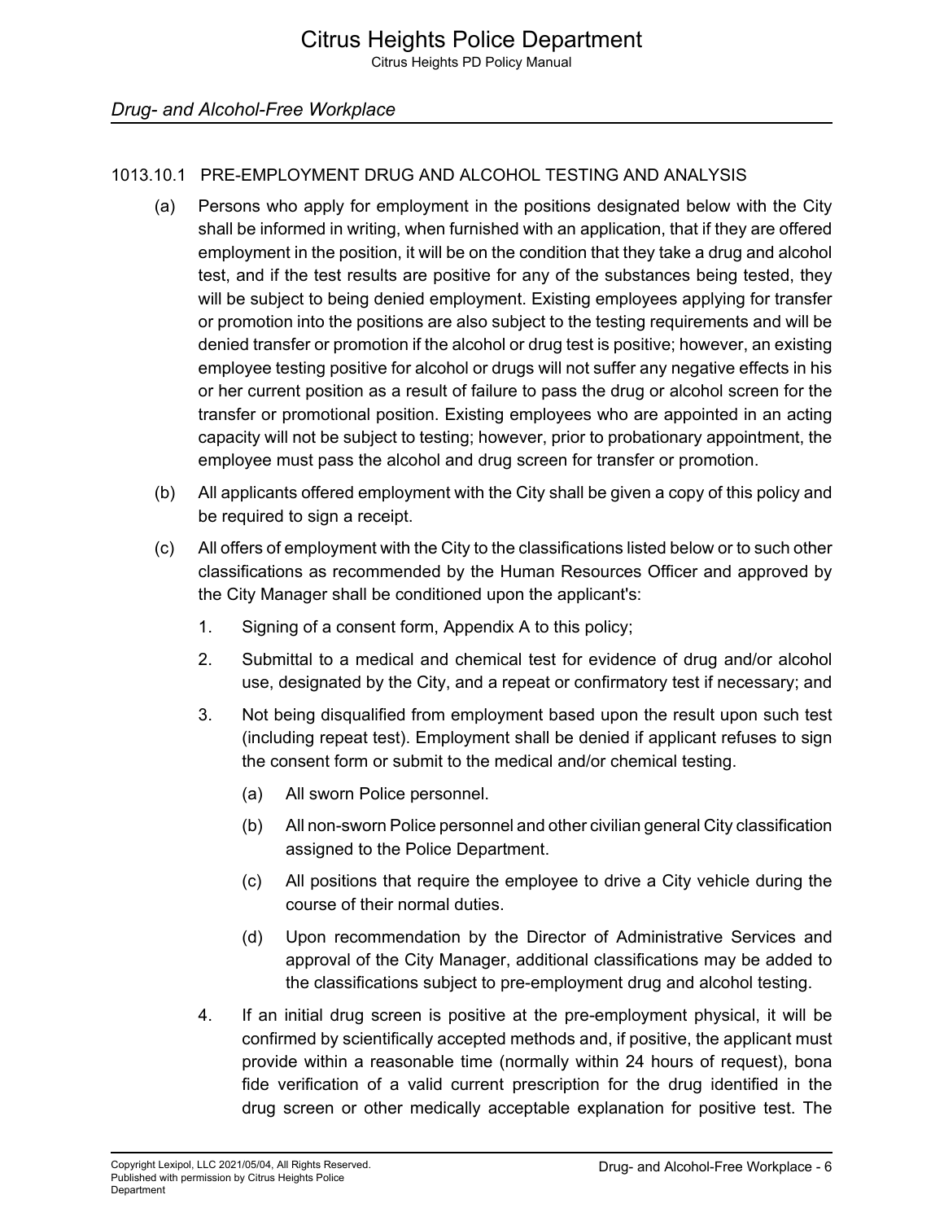#### 1013.10.1 PRE-EMPLOYMENT DRUG AND ALCOHOL TESTING AND ANALYSIS

(a) Persons who apply for employment in the positions designated below with the City shall be informed in writing, when furnished with an application, that if they are offered employment in the position, it will be on the condition that they take a drug and alcohol test, and if the test results are positive for any of the substances being tested, they will be subject to being denied employment. Existing employees applying for transfer or promotion into the positions are also subject to the testing requirements and will be denied transfer or promotion if the alcohol or drug test is positive; however, an existing employee testing positive for alcohol or drugs will not suffer any negative effects in his or her current position as a result of failure to pass the drug or alcohol screen for the transfer or promotional position. Existing employees who are appointed in an acting capacity will not be subject to testing; however, prior to probationary appointment, the employee must pass the alcohol and drug screen for transfer or promotion.

(b) All applicants offered employment with the City shall be given a copy of this policy and be required to sign a receipt.

(c) All offers of employment with the City to the classifications listed below or to such other classifications as recommended by the Human Resources Officer and approved by the City Manager shall be conditioned upon the applicant's:

1. Signing of a consent form, Appendix A to this policy;
2. Submittal to a medical and chemical test for evidence of drug and/or alcohol use, designated by the City, and a repeat or confirmatory test if necessary; and
3. Not being disqualified from employment based upon the result upon such test (including repeat test). Employment shall be denied if applicant refuses to sign the consent form or submit to the medical and/or chemical testing.
    (a) All sworn Police personnel.
    (b) All non-sworn Police personnel and other civilian general City classification assigned to the Police Department.
    (c) All positions that require the employee to drive a City vehicle during the course of their normal duties.
    (d) Upon recommendation by the Director of Administrative Services and approval of the City Manager, additional classifications may be added to the classifications subject to pre-employment drug and alcohol testing.
4. If an initial drug screen is positive at the pre-employment physical, it will be confirmed by scientifically accepted methods and, if positive, the applicant must provide within a reasonable time (normally within 24 hours of request), bona fide verification of a valid current prescription for the drug identified in the drug screen or other medically acceptable explanation for positive test. The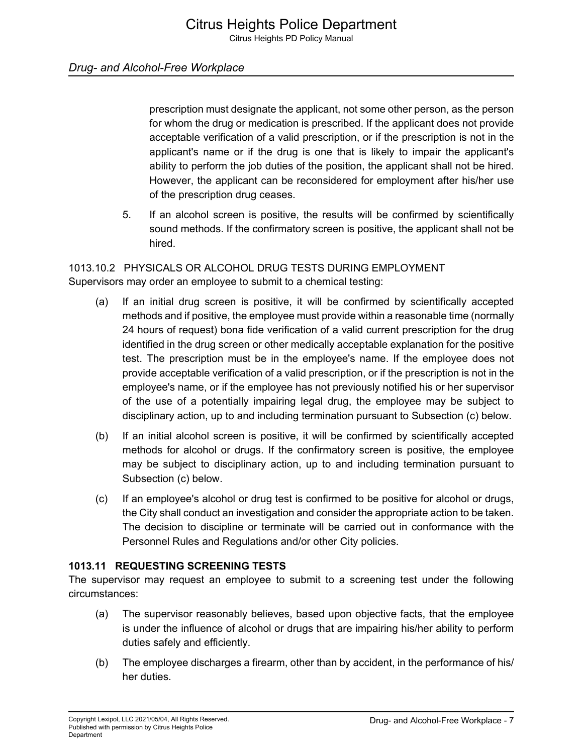prescription must designate the applicant, not some other person, as the person for whom the drug or medication is prescribed. If the applicant does not provide acceptable verification of a valid prescription, or if the prescription is not in the applicant's name or if the drug is one that is likely to impair the applicant's ability to perform the job duties of the position, the applicant shall not be hired. However, the applicant can be reconsidered for employment after his/her use of the prescription drug ceases.

5. If an alcohol screen is positive, the results will be confirmed by scientifically sound methods. If the confirmatory screen is positive, the applicant shall not be hired.

1013.10.2 PHYSICALS OR ALCOHOL DRUG TESTS DURING EMPLOYMENT

Supervisors may order an employee to submit to a chemical testing:

(a) If an initial drug screen is positive, it will be confirmed by scientifically accepted methods and if positive, the employee must provide within a reasonable time (normally 24 hours of request) bona fide verification of a valid current prescription for the drug identified in the drug screen or other medically acceptable explanation for the positive test. The prescription must be in the employee's name. If the employee does not provide acceptable verification of a valid prescription, or if the prescription is not in the employee's name, or if the employee has not previously notified his or her supervisor of the use of a potentially impairing legal drug, the employee may be subject to disciplinary action, up to and including termination pursuant to Subsection (c) below.

(b) If an initial alcohol screen is positive, it will be confirmed by scientifically accepted methods for alcohol or drugs. If the confirmatory screen is positive, the employee may be subject to disciplinary action, up to and including termination pursuant to Subsection (c) below.

(c) If an employee's alcohol or drug test is confirmed to be positive for alcohol or drugs, the City shall conduct an investigation and consider the appropriate action to be taken. The decision to discipline or terminate will be carried out in conformance with the Personnel Rules and Regulations and/or other City policies.

### 1013.11 REQUESTING SCREENING TESTS

The supervisor may request an employee to submit to a screening test under the following circumstances:

(a) The supervisor reasonably believes, based upon objective facts, that the employee is under the influence of alcohol or drugs that are impairing his/her ability to perform duties safely and efficiently.

(b) The employee discharges a firearm, other than by accident, in the performance of his/her duties.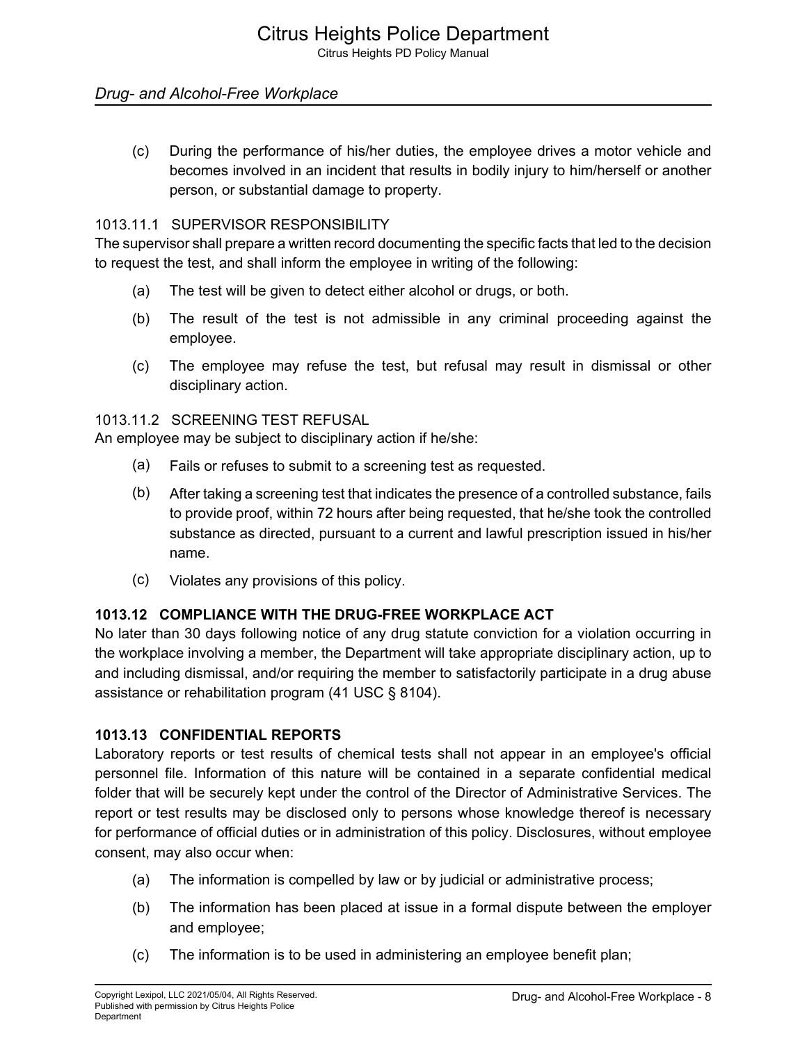(c) During the performance of his/her duties, the employee drives a motor vehicle and becomes involved in an incident that results in bodily injury to him/herself or another person, or substantial damage to property.

#### 1013.11.1 SUPERVISOR RESPONSIBILITY

The supervisor shall prepare a written record documenting the specific facts that led to the decision to request the test, and shall inform the employee in writing of the following:

(a) The test will be given to detect either alcohol or drugs, or both.

(b) The result of the test is not admissible in any criminal proceeding against the employee.

(c) The employee may refuse the test, but refusal may result in dismissal or other disciplinary action.

#### 1013.11.2 SCREENING TEST REFUSAL

An employee may be subject to disciplinary action if he/she:

(a) Fails or refuses to submit to a screening test as requested.

(b) After taking a screening test that indicates the presence of a controlled substance, fails to provide proof, within 72 hours after being requested, that he/she took the controlled substance as directed, pursuant to a current and lawful prescription issued in his/her name.

(c) Violates any provisions of this policy.

### 1013.12 COMPLIANCE WITH THE DRUG-FREE WORKPLACE ACT

No later than 30 days following notice of any drug statute conviction for a violation occurring in the workplace involving a member, the Department will take appropriate disciplinary action, up to and including dismissal, and/or requiring the member to satisfactorily participate in a drug abuse assistance or rehabilitation program (41 USC § 8104).

### 1013.13 CONFIDENTIAL REPORTS

Laboratory reports or test results of chemical tests shall not appear in an employee's official personnel file. Information of this nature will be contained in a separate confidential medical folder that will be securely kept under the control of the Director of Administrative Services. The report or test results may be disclosed only to persons whose knowledge thereof is necessary for performance of official duties or in administration of this policy. Disclosures, without employee consent, may also occur when:

(a) The information is compelled by law or by judicial or administrative process;

(b) The information has been placed at issue in a formal dispute between the employer and employee;

(c) The information is to be used in administering an employee benefit plan;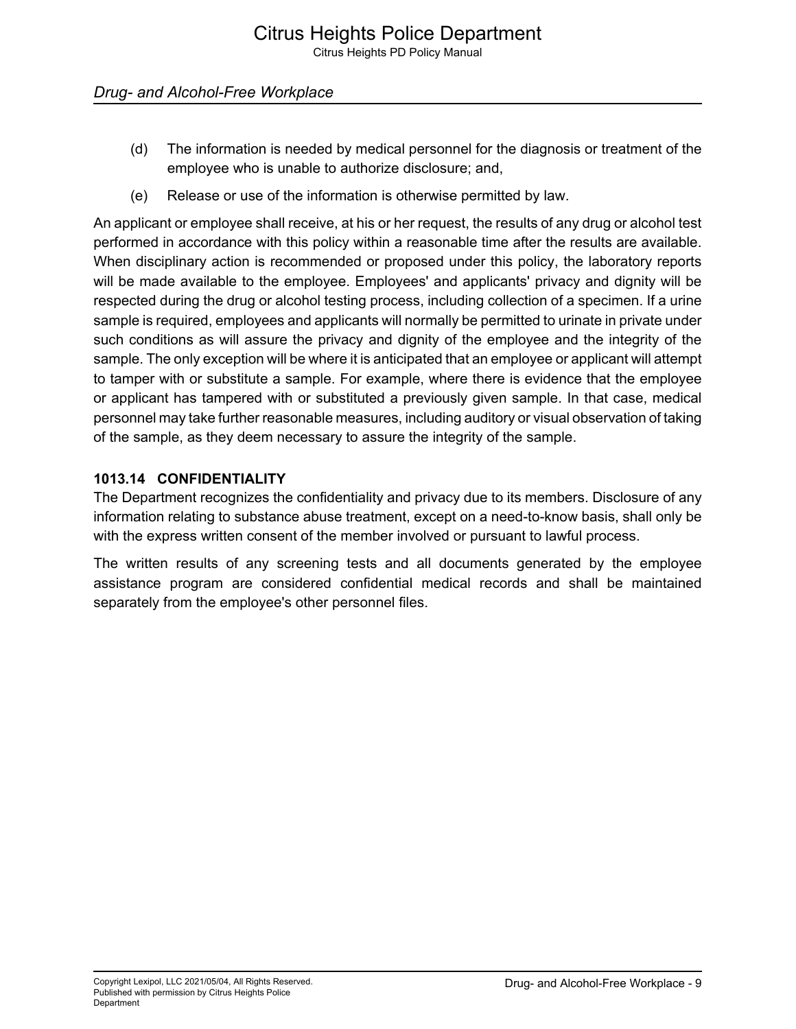(d) The information is needed by medical personnel for the diagnosis or treatment of the employee who is unable to authorize disclosure; and,

(e) Release or use of the information is otherwise permitted by law.

An applicant or employee shall receive, at his or her request, the results of any drug or alcohol test performed in accordance with this policy within a reasonable time after the results are available. When disciplinary action is recommended or proposed under this policy, the laboratory reports will be made available to the employee. Employees' and applicants' privacy and dignity will be respected during the drug or alcohol testing process, including collection of a specimen. If a urine sample is required, employees and applicants will normally be permitted to urinate in private under such conditions as will assure the privacy and dignity of the employee and the integrity of the sample. The only exception will be where it is anticipated that an employee or applicant will attempt to tamper with or substitute a sample. For example, where there is evidence that the employee or applicant has tampered with or substituted a previously given sample. In that case, medical personnel may take further reasonable measures, including auditory or visual observation of taking of the sample, as they deem necessary to assure the integrity of the sample.

### 1013.14 CONFIDENTIALITY

The Department recognizes the confidentiality and privacy due to its members. Disclosure of any information relating to substance abuse treatment, except on a need-to-know basis, shall only be with the express written consent of the member involved or pursuant to lawful process.

The written results of any screening tests and all documents generated by the employee assistance program are considered confidential medical records and shall be maintained separately from the employee's other personnel files.